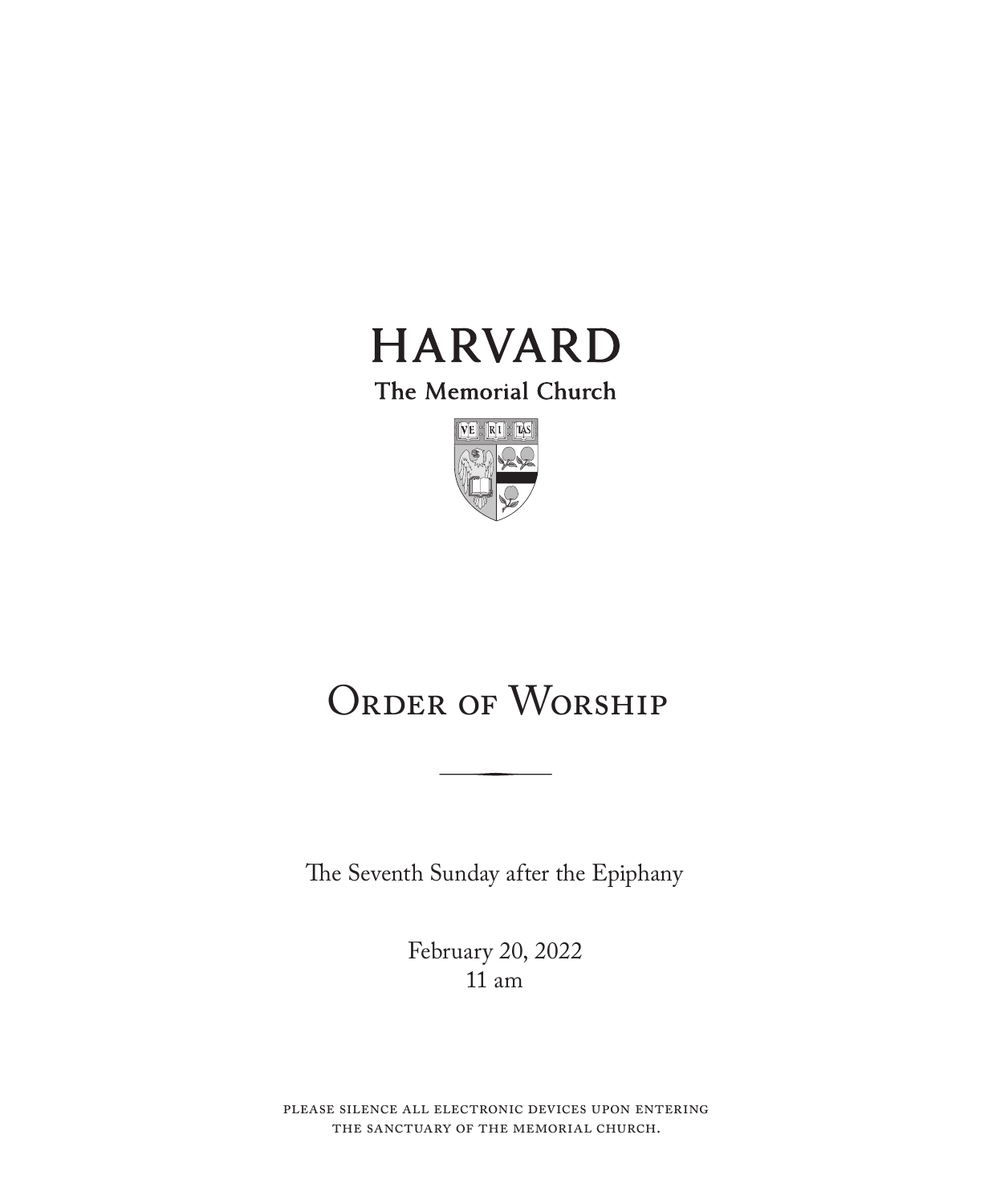# HARVARD

The Memorial Church

VE RI TAS

# Order of Worship

The Seventh Sunday after the Epiphany

February 20, 2022
11 am

please silence all electronic devices upon entering the sanctuary of the memorial church.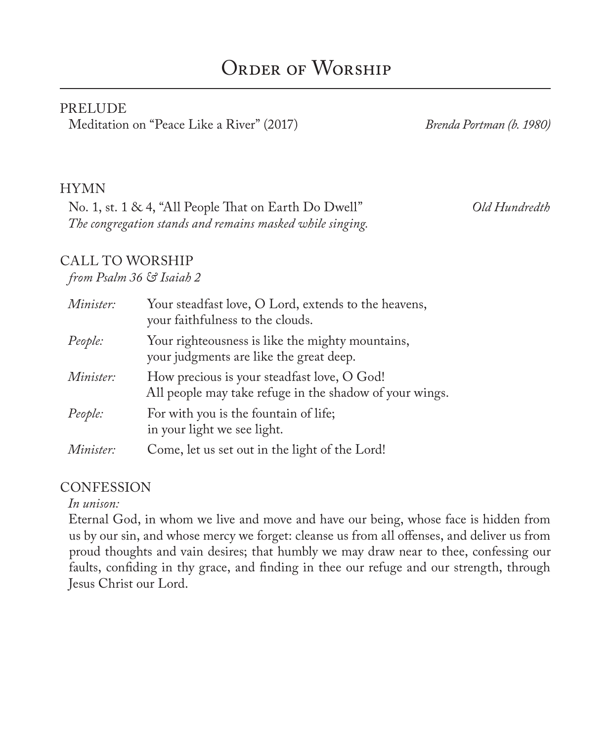# Order of Worship

## PRELUDE

Meditation on "Peace Like a River" (2017) — *Brenda Portman (b. 1980)*

## HYMN

No. 1, st. 1 & 4, "All People That on Earth Do Dwell" — *Old Hundredth*

*The congregation stands and remains masked while singing.*

## CALL TO WORSHIP

*from Psalm 36 & Isaiah 2*

| | |
|---|---|
| *Minister:* | Your steadfast love, O Lord, extends to the heavens, your faithfulness to the clouds. |
| *People:* | Your righteousness is like the mighty mountains, your judgments are like the great deep. |
| *Minister:* | How precious is your steadfast love, O God! All people may take refuge in the shadow of your wings. |
| *People:* | For with you is the fountain of life; in your light we see light. |
| *Minister:* | Come, let us set out in the light of the Lord! |

## CONFESSION

*In unison:*

Eternal God, in whom we live and move and have our being, whose face is hidden from us by our sin, and whose mercy we forget: cleanse us from all offenses, and deliver us from proud thoughts and vain desires; that humbly we may draw near to thee, confessing our faults, confiding in thy grace, and finding in thee our refuge and our strength, through Jesus Christ our Lord.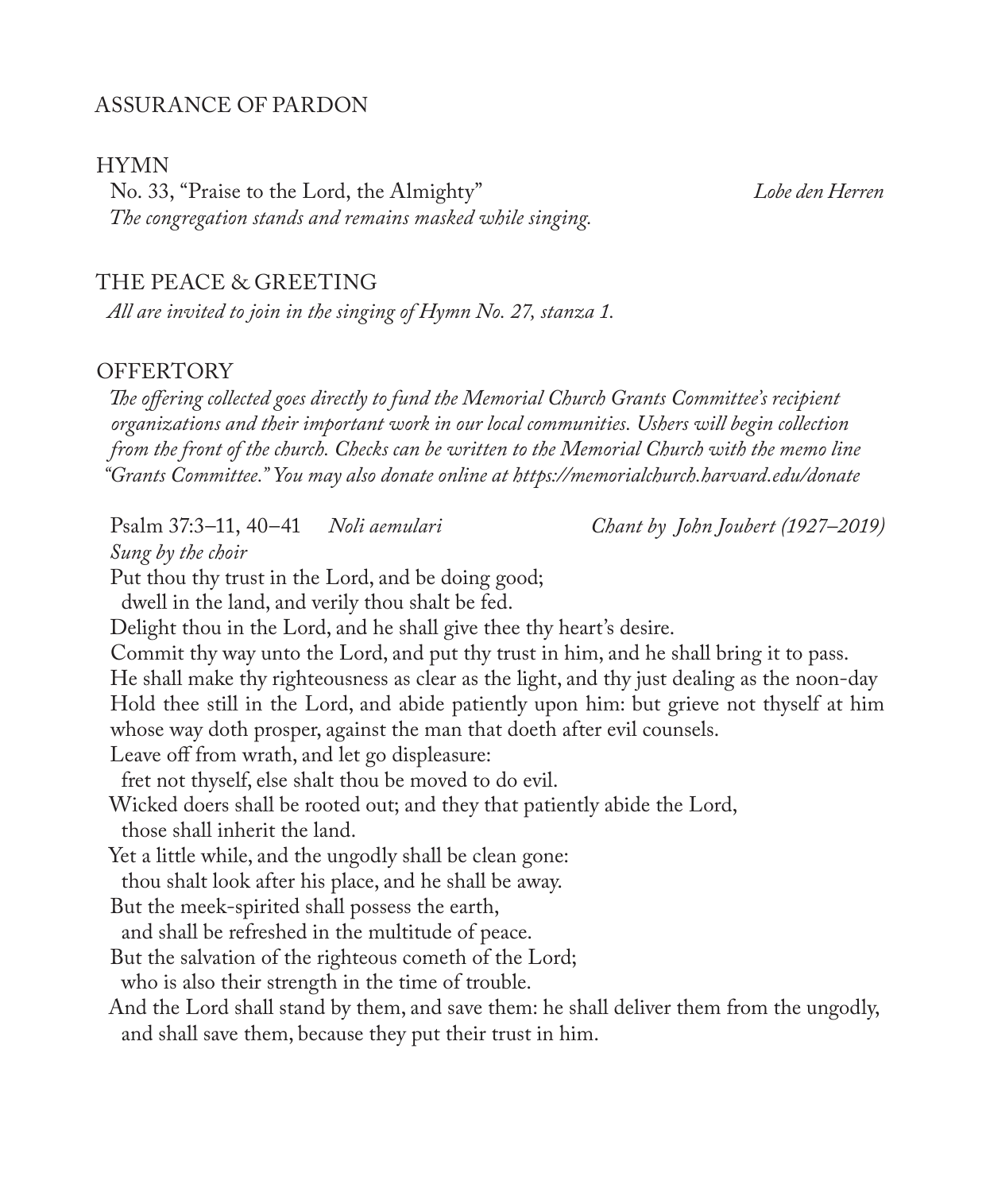## ASSURANCE OF PARDON

## HYMN

No. 33, "Praise to the Lord, the Almighty" *Lobe den Herren*

*The congregation stands and remains masked while singing.*

## THE PEACE & GREETING

*All are invited to join in the singing of Hymn No. 27, stanza 1.*

## OFFERTORY

*The offering collected goes directly to fund the Memorial Church Grants Committee's recipient organizations and their important work in our local communities. Ushers will begin collection from the front of the church. Checks can be written to the Memorial Church with the memo line "Grants Committee." You may also donate online at https://memorialchurch.harvard.edu/donate*

Psalm 37:3–11, 40–41 *Noli aemulari* *Chant by John Joubert (1927–2019)*

*Sung by the choir*

Put thou thy trust in the Lord, and be doing good;
  dwell in the land, and verily thou shalt be fed.
Delight thou in the Lord, and he shall give thee thy heart's desire.
Commit thy way unto the Lord, and put thy trust in him, and he shall bring it to pass.
He shall make thy righteousness as clear as the light, and thy just dealing as the noon-day
Hold thee still in the Lord, and abide patiently upon him: but grieve not thyself at him whose way doth prosper, against the man that doeth after evil counsels.
Leave off from wrath, and let go displeasure:
  fret not thyself, else shalt thou be moved to do evil.
Wicked doers shall be rooted out; and they that patiently abide the Lord,
  those shall inherit the land.
Yet a little while, and the ungodly shall be clean gone:
  thou shalt look after his place, and he shall be away.
But the meek-spirited shall possess the earth,
  and shall be refreshed in the multitude of peace.
But the salvation of the righteous cometh of the Lord;
  who is also their strength in the time of trouble.
And the Lord shall stand by them, and save them: he shall deliver them from the ungodly,
  and shall save them, because they put their trust in him.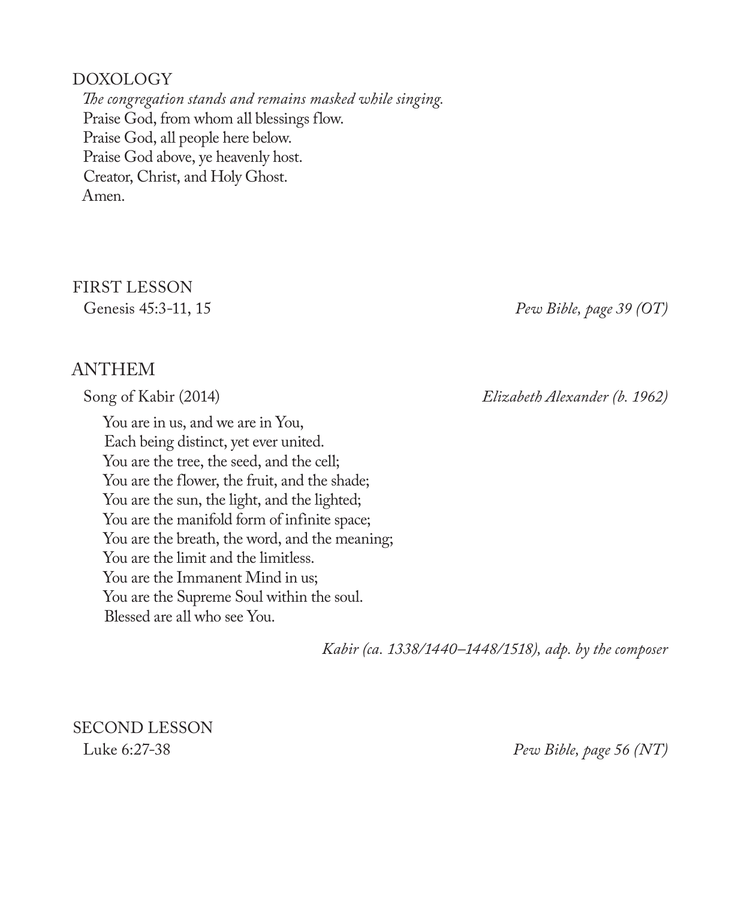## DOXOLOGY

*The congregation stands and remains masked while singing.*

Praise God, from whom all blessings flow.
Praise God, all people here below.
Praise God above, ye heavenly host.
Creator, Christ, and Holy Ghost.
Amen.

## FIRST LESSON

Genesis 45:3-11, 15 — *Pew Bible, page 39 (OT)*

## ANTHEM

Song of Kabir (2014) — *Elizabeth Alexander (b. 1962)*

You are in us, and we are in You,
Each being distinct, yet ever united.
You are the tree, the seed, and the cell;
You are the flower, the fruit, and the shade;
You are the sun, the light, and the lighted;
You are the manifold form of infinite space;
You are the breath, the word, and the meaning;
You are the limit and the limitless.
You are the Immanent Mind in us;
You are the Supreme Soul within the soul.
Blessed are all who see You.

*Kabir (ca. 1338/1440–1448/1518), adp. by the composer*

## SECOND LESSON

Luke 6:27-38 — *Pew Bible, page 56 (NT)*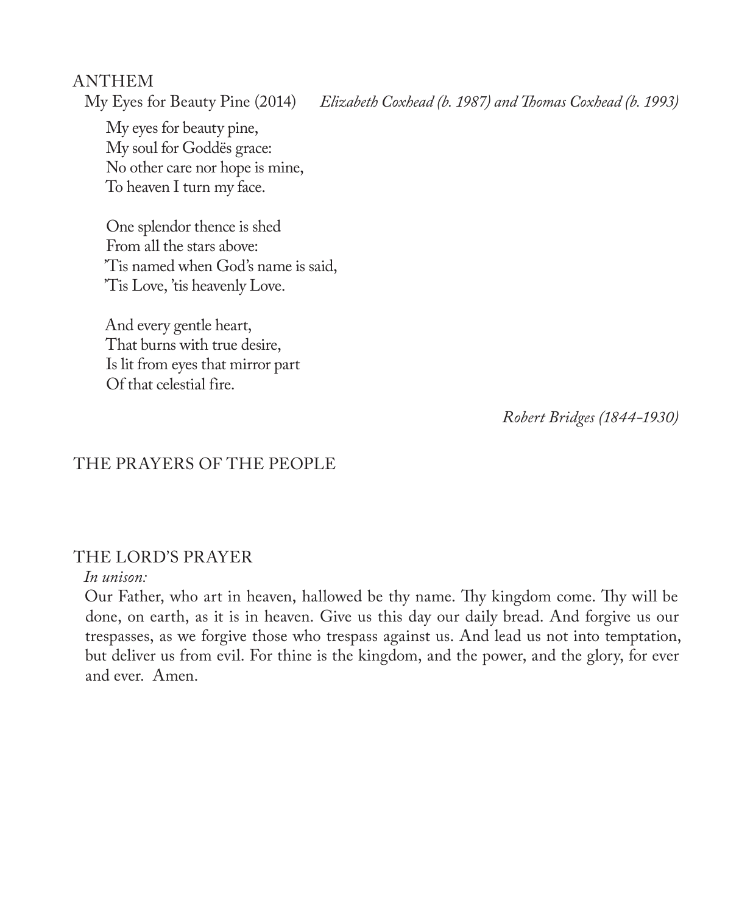## ANTHEM

My Eyes for Beauty Pine (2014) *Elizabeth Coxhead (b. 1987) and Thomas Coxhead (b. 1993)*

My eyes for beauty pine,
My soul for Goddës grace:
No other care nor hope is mine,
To heaven I turn my face.

One splendor thence is shed
From all the stars above:
'Tis named when God's name is said,
'Tis Love, 'tis heavenly Love.

And every gentle heart,
That burns with true desire,
Is lit from eyes that mirror part
Of that celestial fire.

*Robert Bridges (1844-1930)*

## THE PRAYERS OF THE PEOPLE

## THE LORD'S PRAYER

*In unison:*

Our Father, who art in heaven, hallowed be thy name. Thy kingdom come. Thy will be done, on earth, as it is in heaven. Give us this day our daily bread. And forgive us our trespasses, as we forgive those who trespass against us. And lead us not into temptation, but deliver us from evil. For thine is the kingdom, and the power, and the glory, for ever and ever. Amen.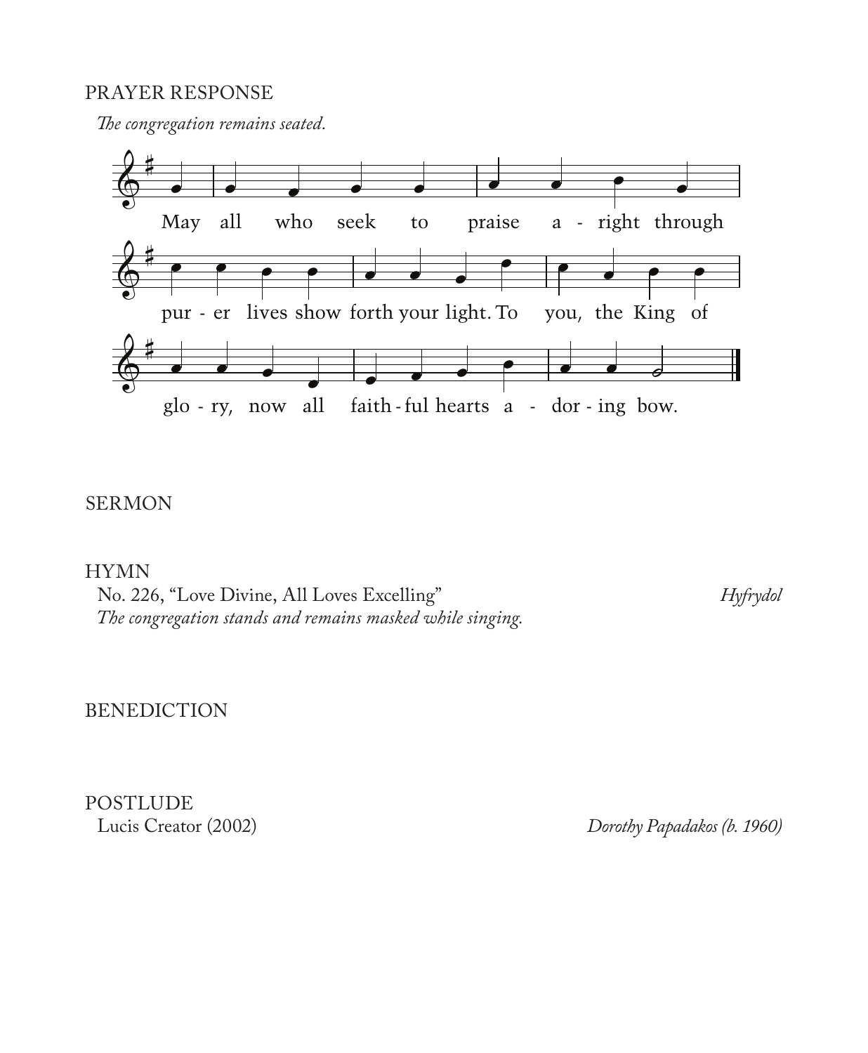PRAYER RESPONSE

*The congregation remains seated.*

May all who seek to praise a - right through pur - er lives show forth your light. To you, the King of glo - ry, now all faith - ful hearts a - dor - ing bow.

SERMON

HYMN

No. 226, "Love Divine, All Loves Excelling" *Hyfrydol*

*The congregation stands and remains masked while singing.*

BENEDICTION

POSTLUDE

Lucis Creator (2002) *Dorothy Papadakos (b. 1960)*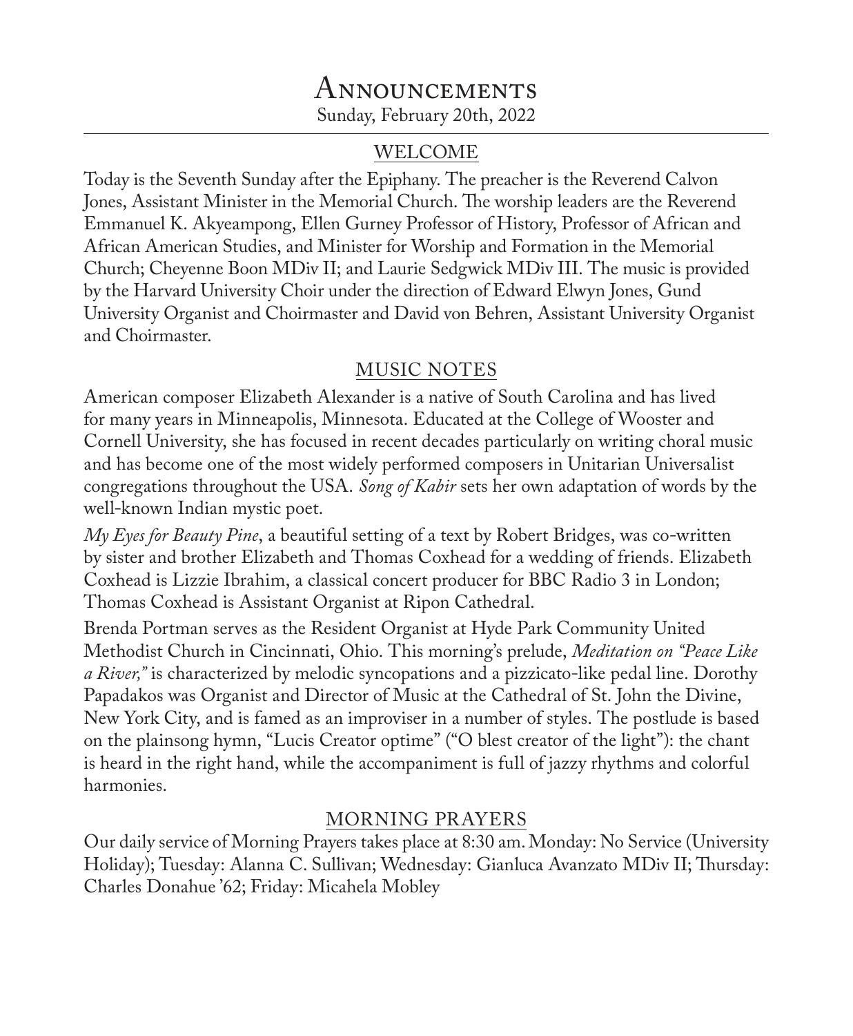# Announcements

Sunday, February 20th, 2022

## WELCOME

Today is the Seventh Sunday after the Epiphany. The preacher is the Reverend Calvon Jones, Assistant Minister in the Memorial Church. The worship leaders are the Reverend Emmanuel K. Akyeampong, Ellen Gurney Professor of History, Professor of African and African American Studies, and Minister for Worship and Formation in the Memorial Church; Cheyenne Boon MDiv II; and Laurie Sedgwick MDiv III. The music is provided by the Harvard University Choir under the direction of Edward Elwyn Jones, Gund University Organist and Choirmaster and David von Behren, Assistant University Organist and Choirmaster.

## MUSIC NOTES

American composer Elizabeth Alexander is a native of South Carolina and has lived for many years in Minneapolis, Minnesota. Educated at the College of Wooster and Cornell University, she has focused in recent decades particularly on writing choral music and has become one of the most widely performed composers in Unitarian Universalist congregations throughout the USA. *Song of Kabir* sets her own adaptation of words by the well-known Indian mystic poet.

*My Eyes for Beauty Pine*, a beautiful setting of a text by Robert Bridges, was co-written by sister and brother Elizabeth and Thomas Coxhead for a wedding of friends. Elizabeth Coxhead is Lizzie Ibrahim, a classical concert producer for BBC Radio 3 in London; Thomas Coxhead is Assistant Organist at Ripon Cathedral.

Brenda Portman serves as the Resident Organist at Hyde Park Community United Methodist Church in Cincinnati, Ohio. This morning's prelude, *Meditation on "Peace Like a River,"* is characterized by melodic syncopations and a pizzicato-like pedal line. Dorothy Papadakos was Organist and Director of Music at the Cathedral of St. John the Divine, New York City, and is famed as an improviser in a number of styles. The postlude is based on the plainsong hymn, "Lucis Creator optime" ("O blest creator of the light"): the chant is heard in the right hand, while the accompaniment is full of jazzy rhythms and colorful harmonies.

## MORNING PRAYERS

Our daily service of Morning Prayers takes place at 8:30 am. Monday: No Service (University Holiday); Tuesday: Alanna C. Sullivan; Wednesday: Gianluca Avanzato MDiv II; Thursday: Charles Donahue '62; Friday: Micahela Mobley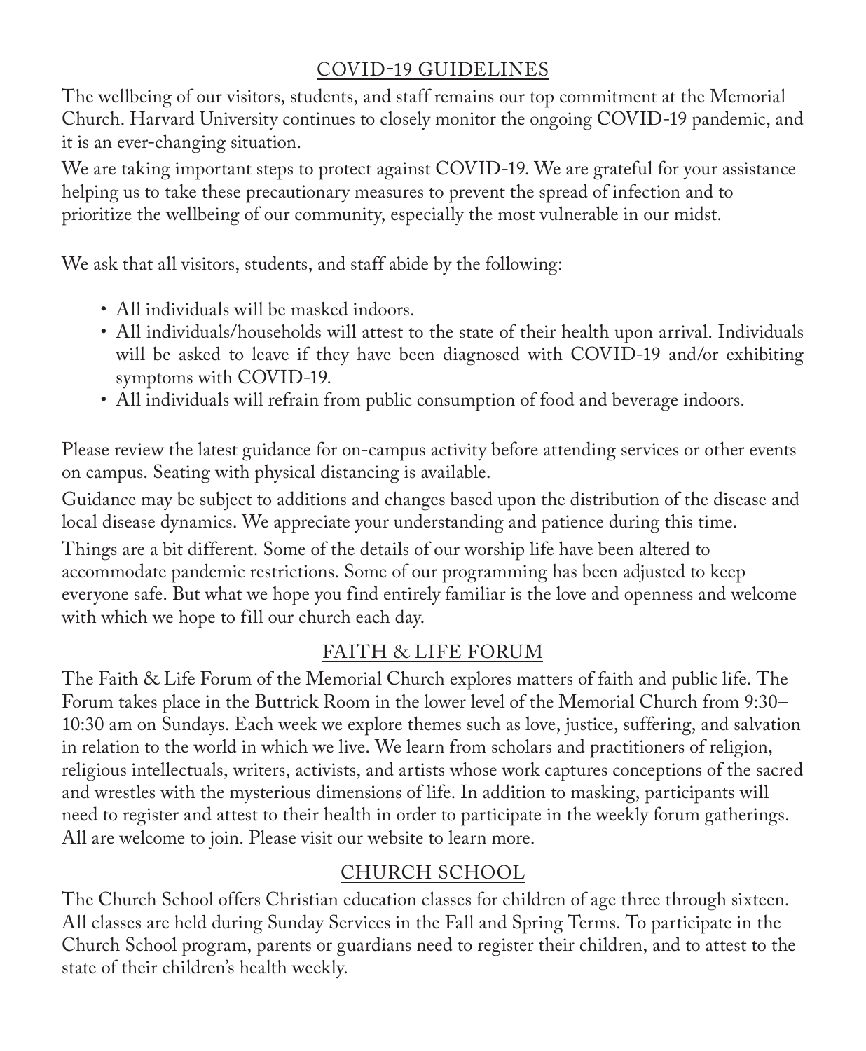## COVID-19 GUIDELINES

The wellbeing of our visitors, students, and staff remains our top commitment at the Memorial Church. Harvard University continues to closely monitor the ongoing COVID-19 pandemic, and it is an ever-changing situation.

We are taking important steps to protect against COVID-19. We are grateful for your assistance helping us to take these precautionary measures to prevent the spread of infection and to prioritize the wellbeing of our community, especially the most vulnerable in our midst.

We ask that all visitors, students, and staff abide by the following:

- All individuals will be masked indoors.
- All individuals/households will attest to the state of their health upon arrival. Individuals will be asked to leave if they have been diagnosed with COVID-19 and/or exhibiting symptoms with COVID-19.
- All individuals will refrain from public consumption of food and beverage indoors.

Please review the latest guidance for on-campus activity before attending services or other events on campus. Seating with physical distancing is available.

Guidance may be subject to additions and changes based upon the distribution of the disease and local disease dynamics. We appreciate your understanding and patience during this time.

Things are a bit different. Some of the details of our worship life have been altered to accommodate pandemic restrictions. Some of our programming has been adjusted to keep everyone safe. But what we hope you find entirely familiar is the love and openness and welcome with which we hope to fill our church each day.

## FAITH & LIFE FORUM

The Faith & Life Forum of the Memorial Church explores matters of faith and public life. The Forum takes place in the Buttrick Room in the lower level of the Memorial Church from 9:30–10:30 am on Sundays. Each week we explore themes such as love, justice, suffering, and salvation in relation to the world in which we live. We learn from scholars and practitioners of religion, religious intellectuals, writers, activists, and artists whose work captures conceptions of the sacred and wrestles with the mysterious dimensions of life. In addition to masking, participants will need to register and attest to their health in order to participate in the weekly forum gatherings. All are welcome to join. Please visit our website to learn more.

## CHURCH SCHOOL

The Church School offers Christian education classes for children of age three through sixteen. All classes are held during Sunday Services in the Fall and Spring Terms. To participate in the Church School program, parents or guardians need to register their children, and to attest to the state of their children's health weekly.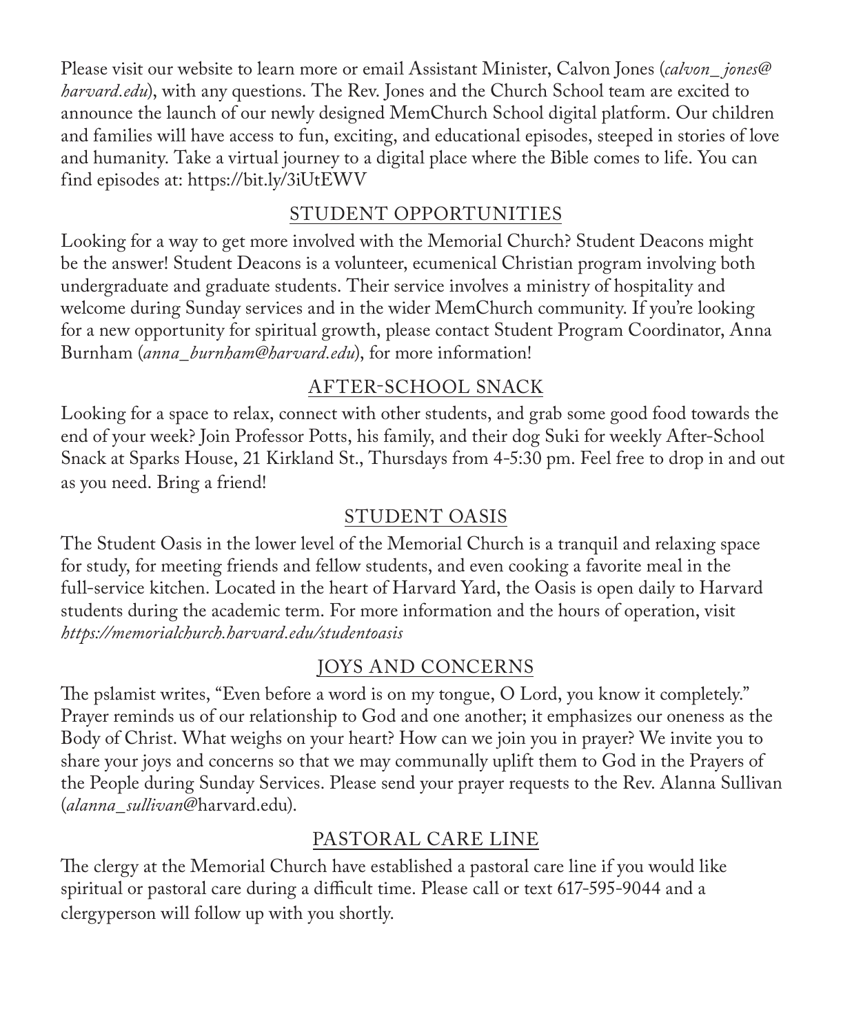Please visit our website to learn more or email Assistant Minister, Calvon Jones (*calvon_jones@harvard.edu*), with any questions. The Rev. Jones and the Church School team are excited to announce the launch of our newly designed MemChurch School digital platform. Our children and families will have access to fun, exciting, and educational episodes, steeped in stories of love and humanity. Take a virtual journey to a digital place where the Bible comes to life. You can find episodes at: https://bit.ly/3iUtEWV

## STUDENT OPPORTUNITIES

Looking for a way to get more involved with the Memorial Church? Student Deacons might be the answer! Student Deacons is a volunteer, ecumenical Christian program involving both undergraduate and graduate students. Their service involves a ministry of hospitality and welcome during Sunday services and in the wider MemChurch community. If you're looking for a new opportunity for spiritual growth, please contact Student Program Coordinator, Anna Burnham (*anna_burnham@harvard.edu*), for more information!

## AFTER-SCHOOL SNACK

Looking for a space to relax, connect with other students, and grab some good food towards the end of your week? Join Professor Potts, his family, and their dog Suki for weekly After-School Snack at Sparks House, 21 Kirkland St., Thursdays from 4-5:30 pm. Feel free to drop in and out as you need. Bring a friend!

## STUDENT OASIS

The Student Oasis in the lower level of the Memorial Church is a tranquil and relaxing space for study, for meeting friends and fellow students, and even cooking a favorite meal in the full-service kitchen. Located in the heart of Harvard Yard, the Oasis is open daily to Harvard students during the academic term. For more information and the hours of operation, visit *https://memorialchurch.harvard.edu/studentoasis*

## JOYS AND CONCERNS

The pslamist writes, "Even before a word is on my tongue, O Lord, you know it completely." Prayer reminds us of our relationship to God and one another; it emphasizes our oneness as the Body of Christ. What weighs on your heart? How can we join you in prayer? We invite you to share your joys and concerns so that we may communally uplift them to God in the Prayers of the People during Sunday Services. Please send your prayer requests to the Rev. Alanna Sullivan (*alanna_sullivan*@harvard.edu).

## PASTORAL CARE LINE

The clergy at the Memorial Church have established a pastoral care line if you would like spiritual or pastoral care during a difficult time. Please call or text 617-595-9044 and a clergyperson will follow up with you shortly.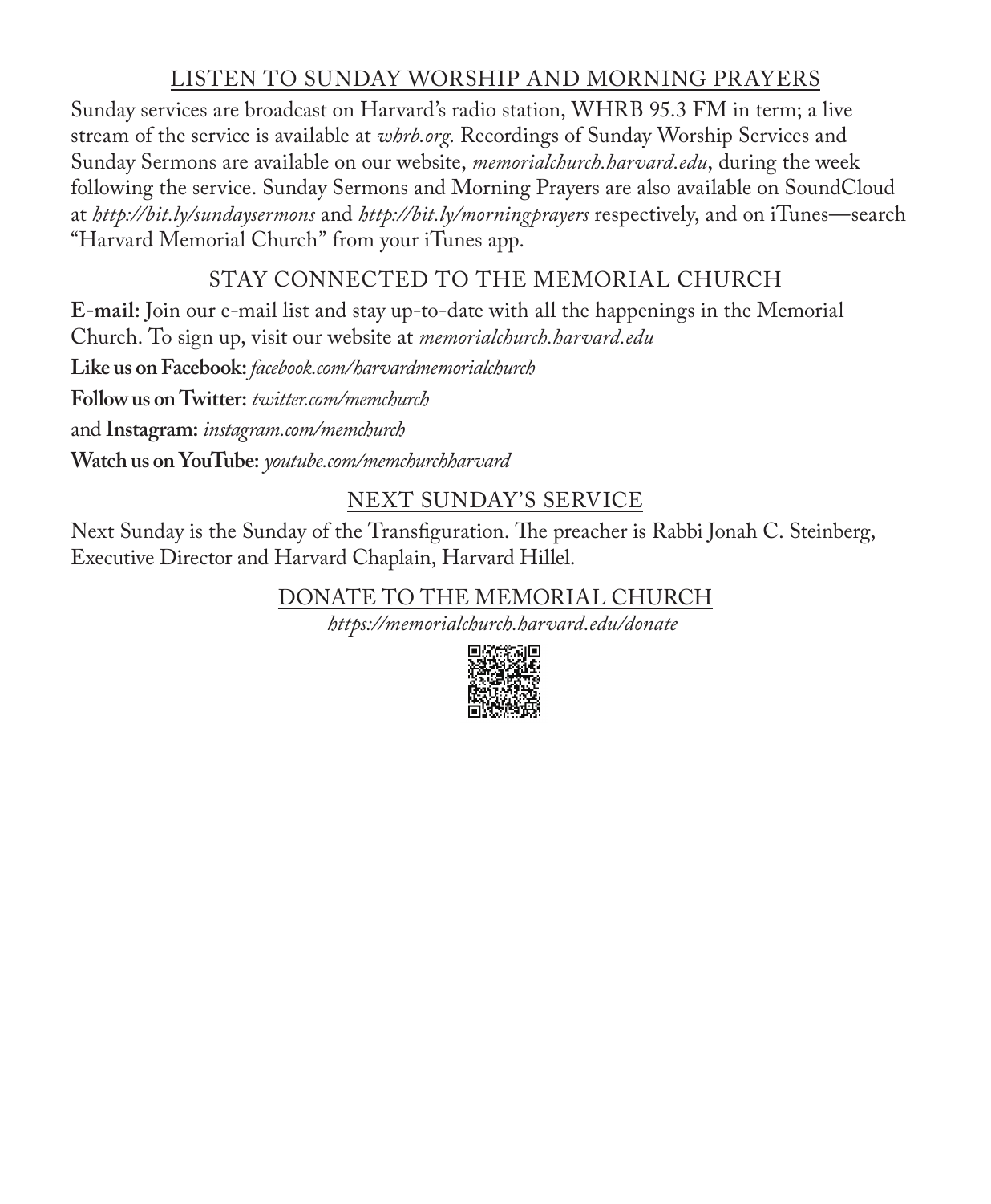## LISTEN TO SUNDAY WORSHIP AND MORNING PRAYERS

Sunday services are broadcast on Harvard's radio station, WHRB 95.3 FM in term; a live stream of the service is available at *whrb.org*. Recordings of Sunday Worship Services and Sunday Sermons are available on our website, *memorialchurch.harvard.edu*, during the week following the service. Sunday Sermons and Morning Prayers are also available on SoundCloud at *http://bit.ly/sundaysermons* and *http://bit.ly/morningprayers* respectively, and on iTunes—search "Harvard Memorial Church" from your iTunes app.

## STAY CONNECTED TO THE MEMORIAL CHURCH

**E-mail:** Join our e-mail list and stay up-to-date with all the happenings in the Memorial Church. To sign up, visit our website at *memorialchurch.harvard.edu*

**Like us on Facebook:** *facebook.com/harvardmemorialchurch*

**Follow us on Twitter:** *twitter.com/memchurch*

and **Instagram:** *instagram.com/memchurch*

**Watch us on YouTube:** *youtube.com/memchurchharvard*

## NEXT SUNDAY'S SERVICE

Next Sunday is the Sunday of the Transfiguration. The preacher is Rabbi Jonah C. Steinberg, Executive Director and Harvard Chaplain, Harvard Hillel.

## DONATE TO THE MEMORIAL CHURCH

*https://memorialchurch.harvard.edu/donate*